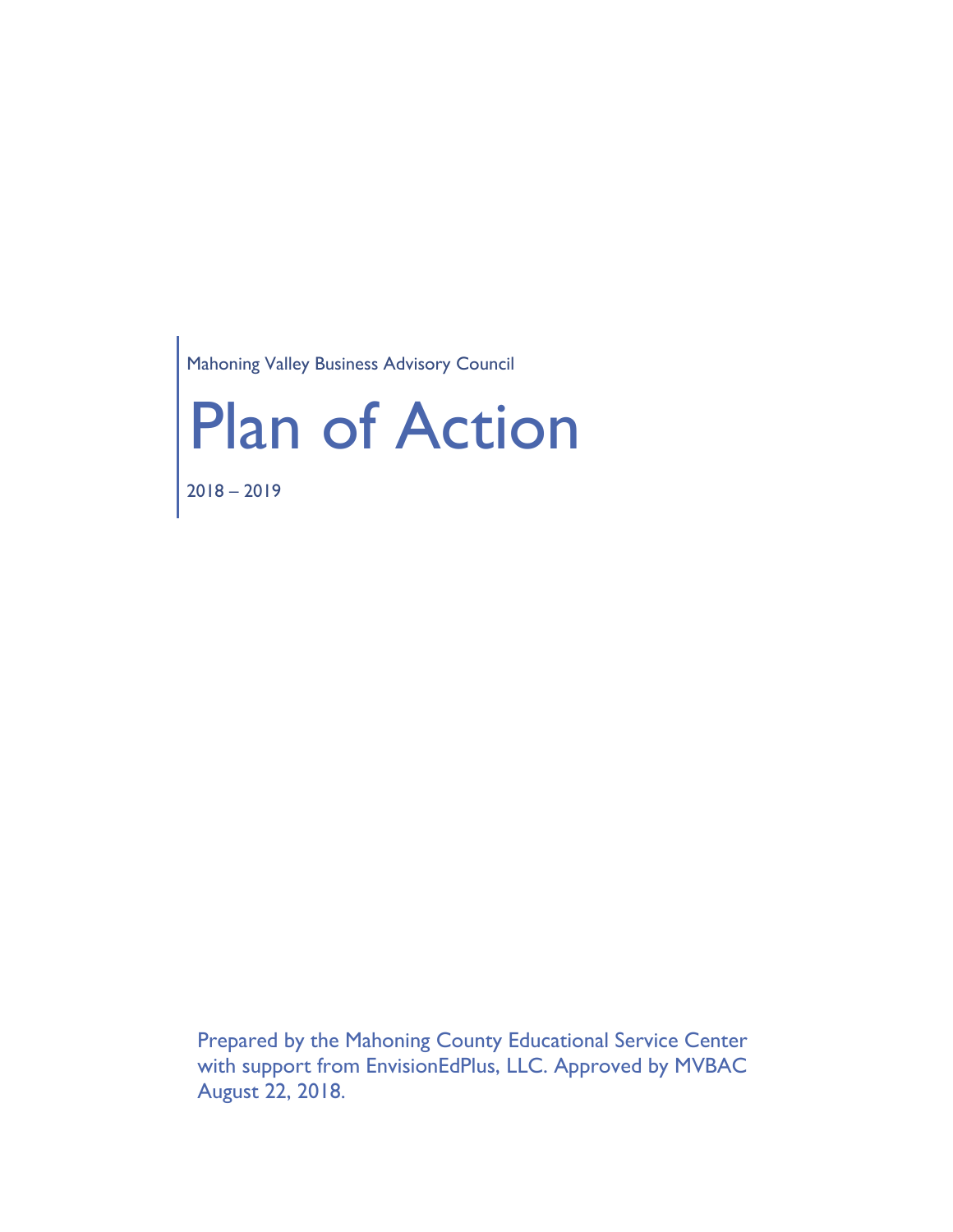Mahoning Valley Business Advisory Council

# Plan of Action

2018 – 2019

Prepared by the Mahoning County Educational Service Center with support from EnvisionEdPlus, LLC. Approved by MVBAC August 22, 2018.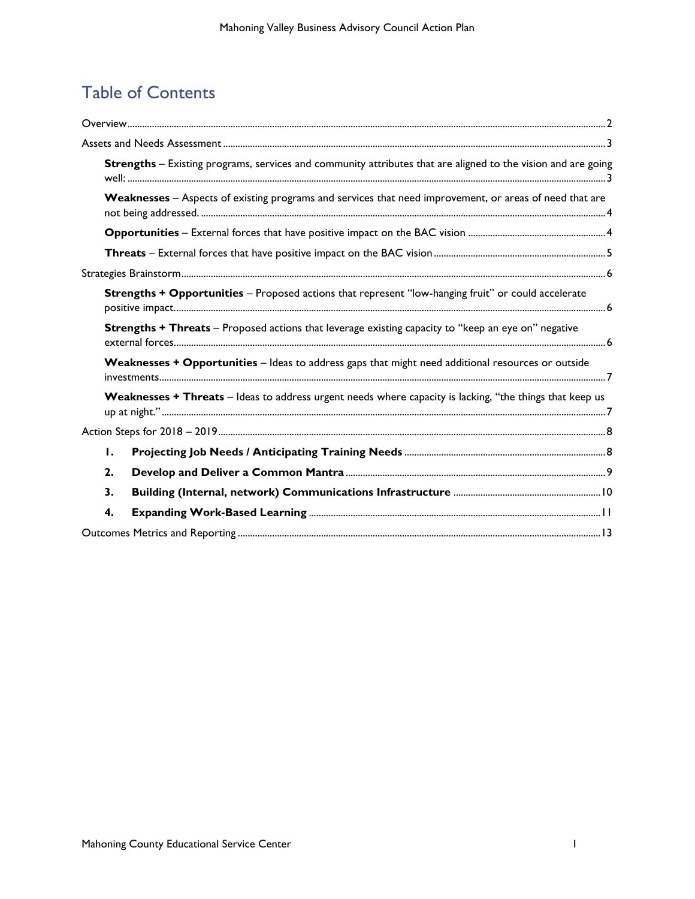# Table of Contents

Overview ... 2

Assets and Needs Assessment ... 3

- **Strengths** – Existing programs, services and community attributes that are aligned to the vision and are going well: ... 3
- **Weaknesses** – Aspects of existing programs and services that need improvement, or areas of need that are not being addressed. ... 4
- **Opportunities** – External forces that have positive impact on the BAC vision ... 4
- **Threats** – External forces that have positive impact on the BAC vision ... 5

Strategies Brainstorm ... 6

- **Strengths + Opportunities** – Proposed actions that represent "low-hanging fruit" or could accelerate positive impact. ... 6
- **Strengths + Threats** – Proposed actions that leverage existing capacity to "keep an eye on" negative external forces. ... 6
- **Weaknesses + Opportunities** – Ideas to address gaps that might need additional resources or outside investments ... 7
- **Weaknesses + Threats** – Ideas to address urgent needs where capacity is lacking, "the things that keep us up at night." ... 7

Action Steps for 2018 – 2019 ... 8

1. **Projecting Job Needs / Anticipating Training Needs** ... 8
2. **Develop and Deliver a Common Mantra** ... 9
3. **Building (Internal, network) Communications Infrastructure** ... 10
4. **Expanding Work-Based Learning** ... 11

Outcomes Metrics and Reporting ... 13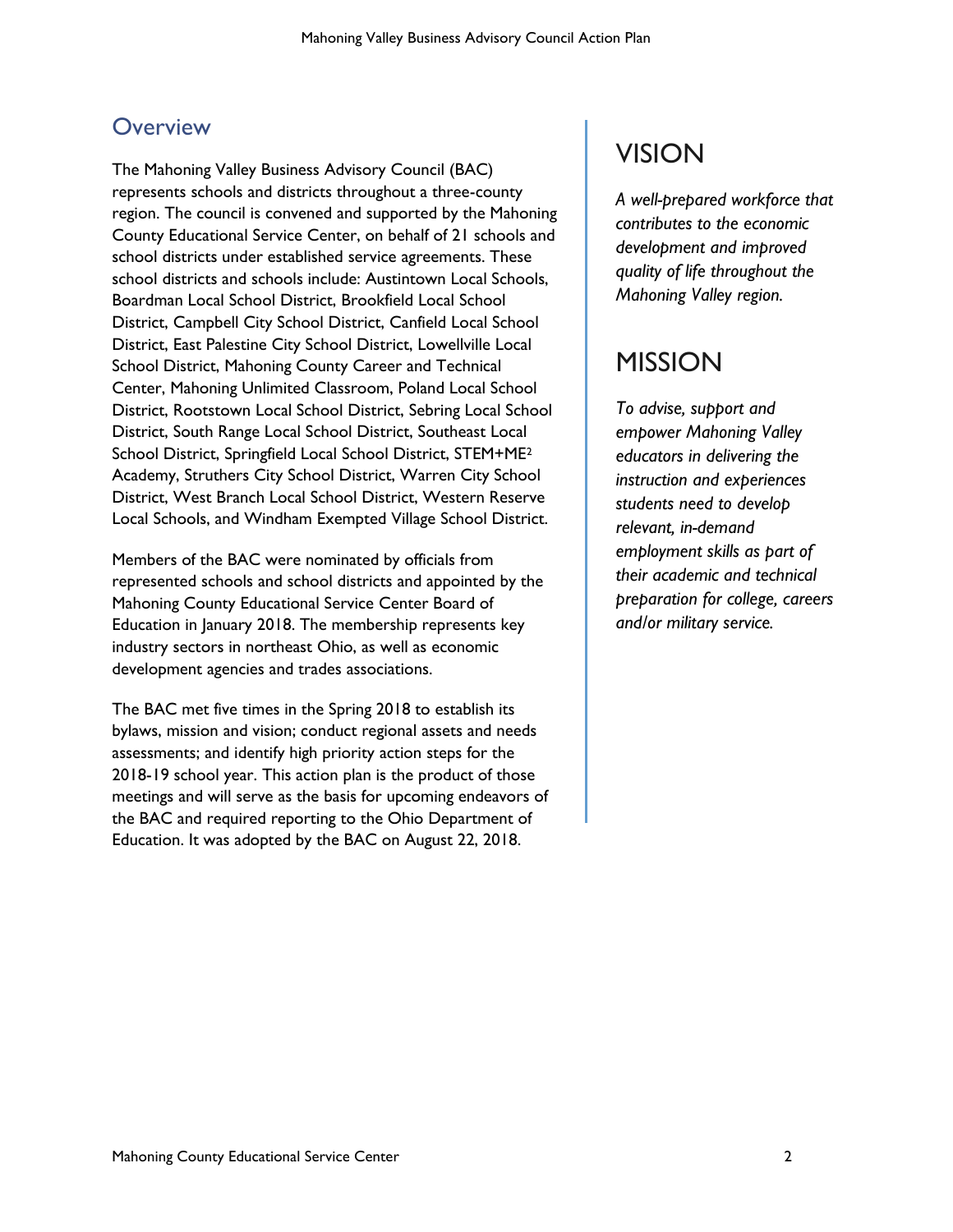## Overview

The Mahoning Valley Business Advisory Council (BAC) represents schools and districts throughout a three-county region. The council is convened and supported by the Mahoning County Educational Service Center, on behalf of 21 schools and school districts under established service agreements. These school districts and schools include: Austintown Local Schools, Boardman Local School District, Brookfield Local School District, Campbell City School District, Canfield Local School District, East Palestine City School District, Lowellville Local School District, Mahoning County Career and Technical Center, Mahoning Unlimited Classroom, Poland Local School District, Rootstown Local School District, Sebring Local School District, South Range Local School District, Southeast Local School District, Springfield Local School District, STEM+ME$^2$ Academy, Struthers City School District, Warren City School District, West Branch Local School District, Western Reserve Local Schools, and Windham Exempted Village School District.

Members of the BAC were nominated by officials from represented schools and school districts and appointed by the Mahoning County Educational Service Center Board of Education in January 2018. The membership represents key industry sectors in northeast Ohio, as well as economic development agencies and trades associations.

The BAC met five times in the Spring 2018 to establish its bylaws, mission and vision; conduct regional assets and needs assessments; and identify high priority action steps for the 2018-19 school year. This action plan is the product of those meetings and will serve as the basis for upcoming endeavors of the BAC and required reporting to the Ohio Department of Education. It was adopted by the BAC on August 22, 2018.

# VISION

*A well-prepared workforce that contributes to the economic development and improved quality of life throughout the Mahoning Valley region.*

# MISSION

*To advise, support and empower Mahoning Valley educators in delivering the instruction and experiences students need to develop relevant, in-demand employment skills as part of their academic and technical preparation for college, careers and/or military service.*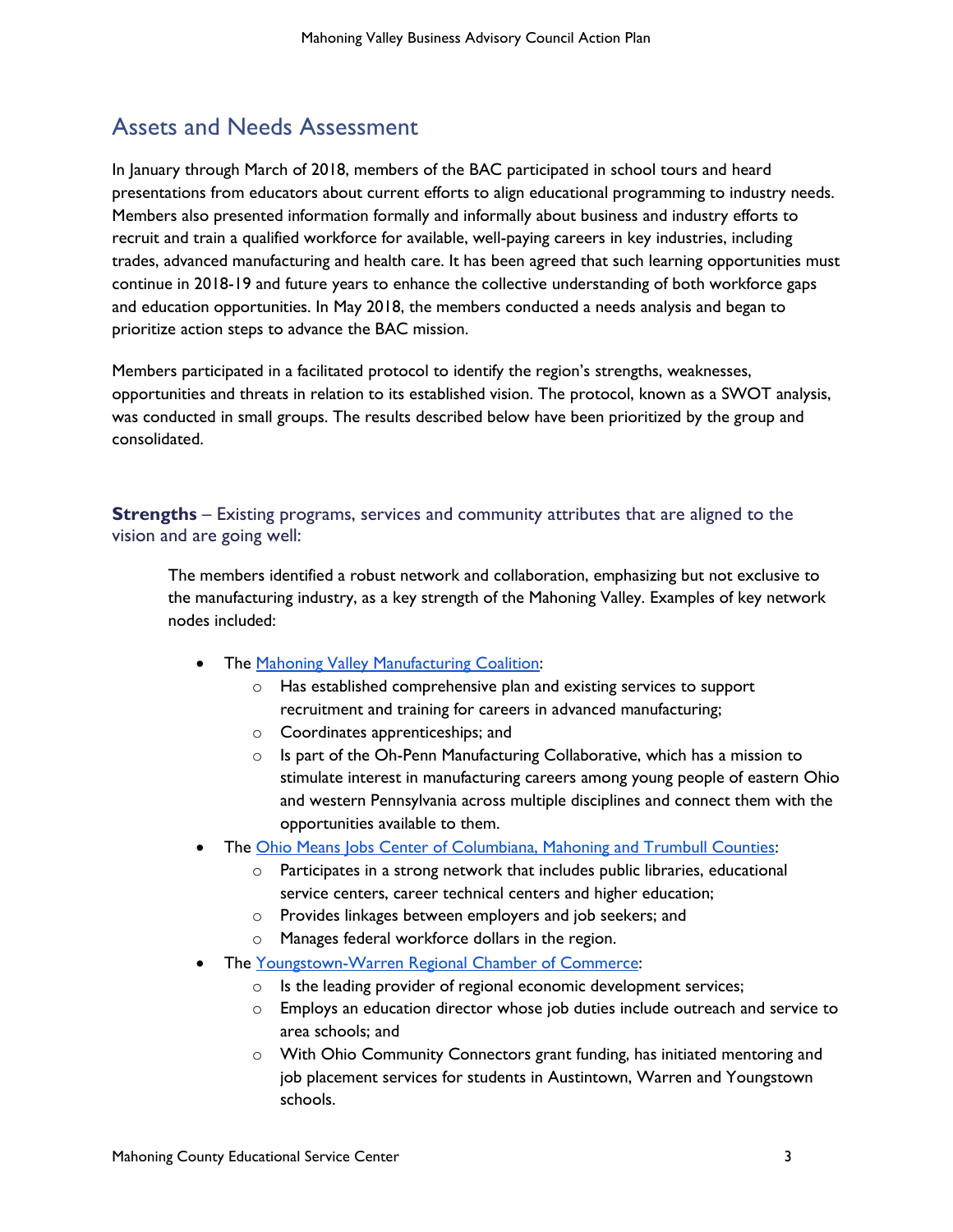## Assets and Needs Assessment

In January through March of 2018, members of the BAC participated in school tours and heard presentations from educators about current efforts to align educational programming to industry needs. Members also presented information formally and informally about business and industry efforts to recruit and train a qualified workforce for available, well-paying careers in key industries, including trades, advanced manufacturing and health care. It has been agreed that such learning opportunities must continue in 2018-19 and future years to enhance the collective understanding of both workforce gaps and education opportunities. In May 2018, the members conducted a needs analysis and began to prioritize action steps to advance the BAC mission.

Members participated in a facilitated protocol to identify the region's strengths, weaknesses, opportunities and threats in relation to its established vision. The protocol, known as a SWOT analysis, was conducted in small groups. The results described below have been prioritized by the group and consolidated.

### **Strengths** – Existing programs, services and community attributes that are aligned to the vision and are going well:

The members identified a robust network and collaboration, emphasizing but not exclusive to the manufacturing industry, as a key strength of the Mahoning Valley. Examples of key network nodes included:

- The Mahoning Valley Manufacturing Coalition:
  - Has established comprehensive plan and existing services to support recruitment and training for careers in advanced manufacturing;
  - Coordinates apprenticeships; and
  - Is part of the Oh-Penn Manufacturing Collaborative, which has a mission to stimulate interest in manufacturing careers among young people of eastern Ohio and western Pennsylvania across multiple disciplines and connect them with the opportunities available to them.
- The Ohio Means Jobs Center of Columbiana, Mahoning and Trumbull Counties:
  - Participates in a strong network that includes public libraries, educational service centers, career technical centers and higher education;
  - Provides linkages between employers and job seekers; and
  - Manages federal workforce dollars in the region.
- The Youngstown-Warren Regional Chamber of Commerce:
  - Is the leading provider of regional economic development services;
  - Employs an education director whose job duties include outreach and service to area schools; and
  - With Ohio Community Connectors grant funding, has initiated mentoring and job placement services for students in Austintown, Warren and Youngstown schools.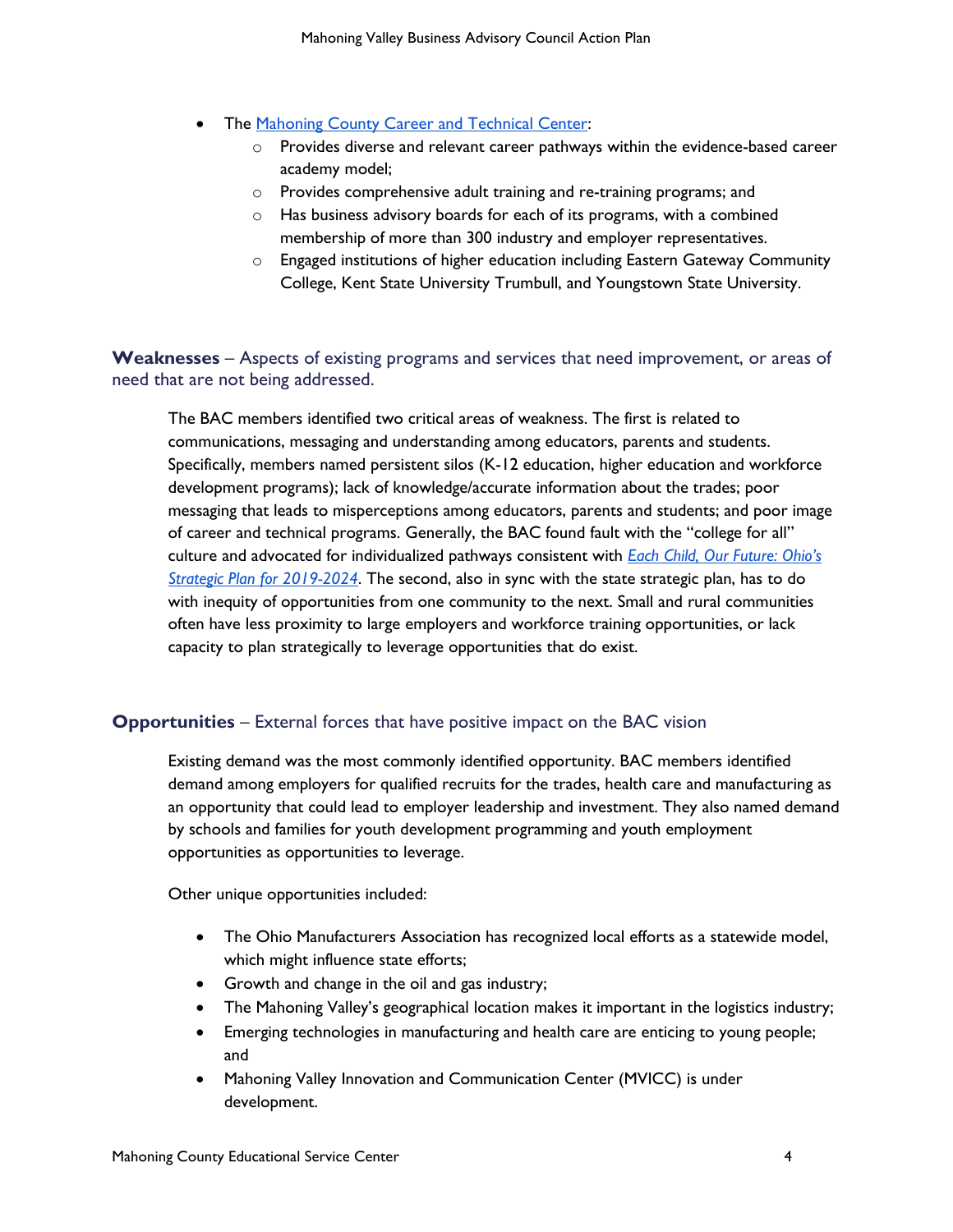- The [Mahoning County Career and Technical Center](#):
  - Provides diverse and relevant career pathways within the evidence-based career academy model;
  - Provides comprehensive adult training and re-training programs; and
  - Has business advisory boards for each of its programs, with a combined membership of more than 300 industry and employer representatives.
  - Engaged institutions of higher education including Eastern Gateway Community College, Kent State University Trumbull, and Youngstown State University.

**Weaknesses** – Aspects of existing programs and services that need improvement, or areas of need that are not being addressed.

The BAC members identified two critical areas of weakness. The first is related to communications, messaging and understanding among educators, parents and students. Specifically, members named persistent silos (K-12 education, higher education and workforce development programs); lack of knowledge/accurate information about the trades; poor messaging that leads to misperceptions among educators, parents and students; and poor image of career and technical programs. Generally, the BAC found fault with the "college for all" culture and advocated for individualized pathways consistent with *Each Child, Our Future: Ohio's Strategic Plan for 2019-2024*. The second, also in sync with the state strategic plan, has to do with inequity of opportunities from one community to the next. Small and rural communities often have less proximity to large employers and workforce training opportunities, or lack capacity to plan strategically to leverage opportunities that do exist.

**Opportunities** – External forces that have positive impact on the BAC vision

Existing demand was the most commonly identified opportunity. BAC members identified demand among employers for qualified recruits for the trades, health care and manufacturing as an opportunity that could lead to employer leadership and investment. They also named demand by schools and families for youth development programming and youth employment opportunities as opportunities to leverage.

Other unique opportunities included:

- The Ohio Manufacturers Association has recognized local efforts as a statewide model, which might influence state efforts;
- Growth and change in the oil and gas industry;
- The Mahoning Valley's geographical location makes it important in the logistics industry;
- Emerging technologies in manufacturing and health care are enticing to young people; and
- Mahoning Valley Innovation and Communication Center (MVICC) is under development.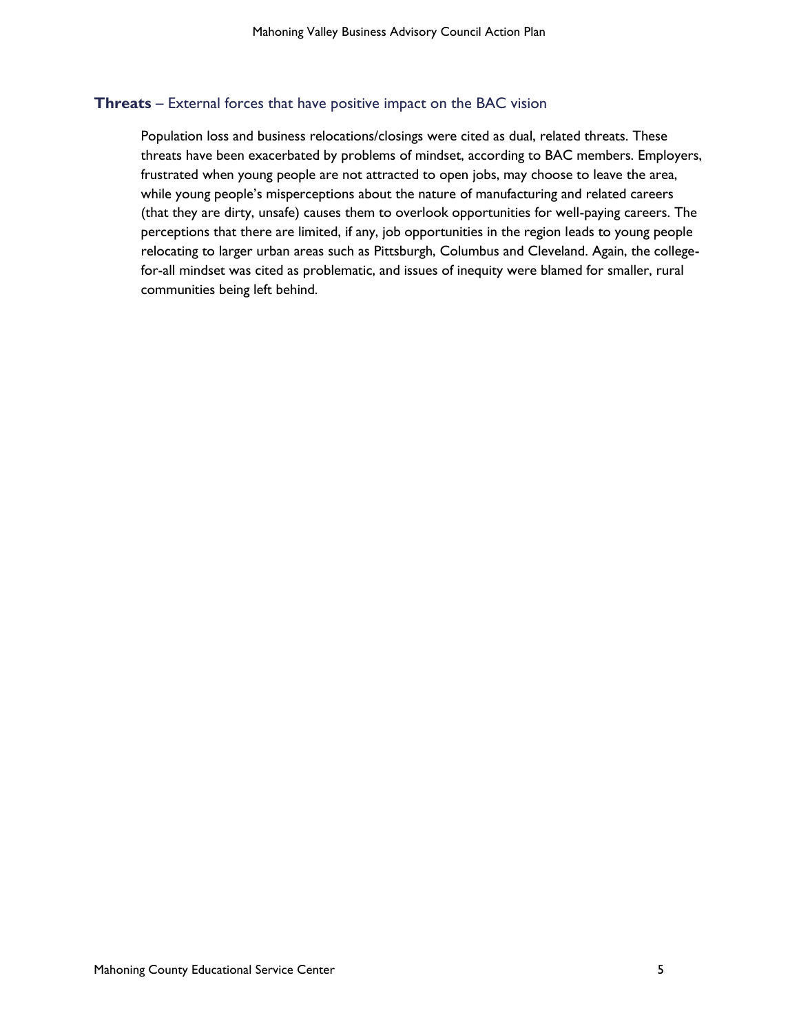## **Threats** – External forces that have positive impact on the BAC vision

Population loss and business relocations/closings were cited as dual, related threats. These threats have been exacerbated by problems of mindset, according to BAC members. Employers, frustrated when young people are not attracted to open jobs, may choose to leave the area, while young people's misperceptions about the nature of manufacturing and related careers (that they are dirty, unsafe) causes them to overlook opportunities for well-paying careers. The perceptions that there are limited, if any, job opportunities in the region leads to young people relocating to larger urban areas such as Pittsburgh, Columbus and Cleveland. Again, the college-for-all mindset was cited as problematic, and issues of inequity were blamed for smaller, rural communities being left behind.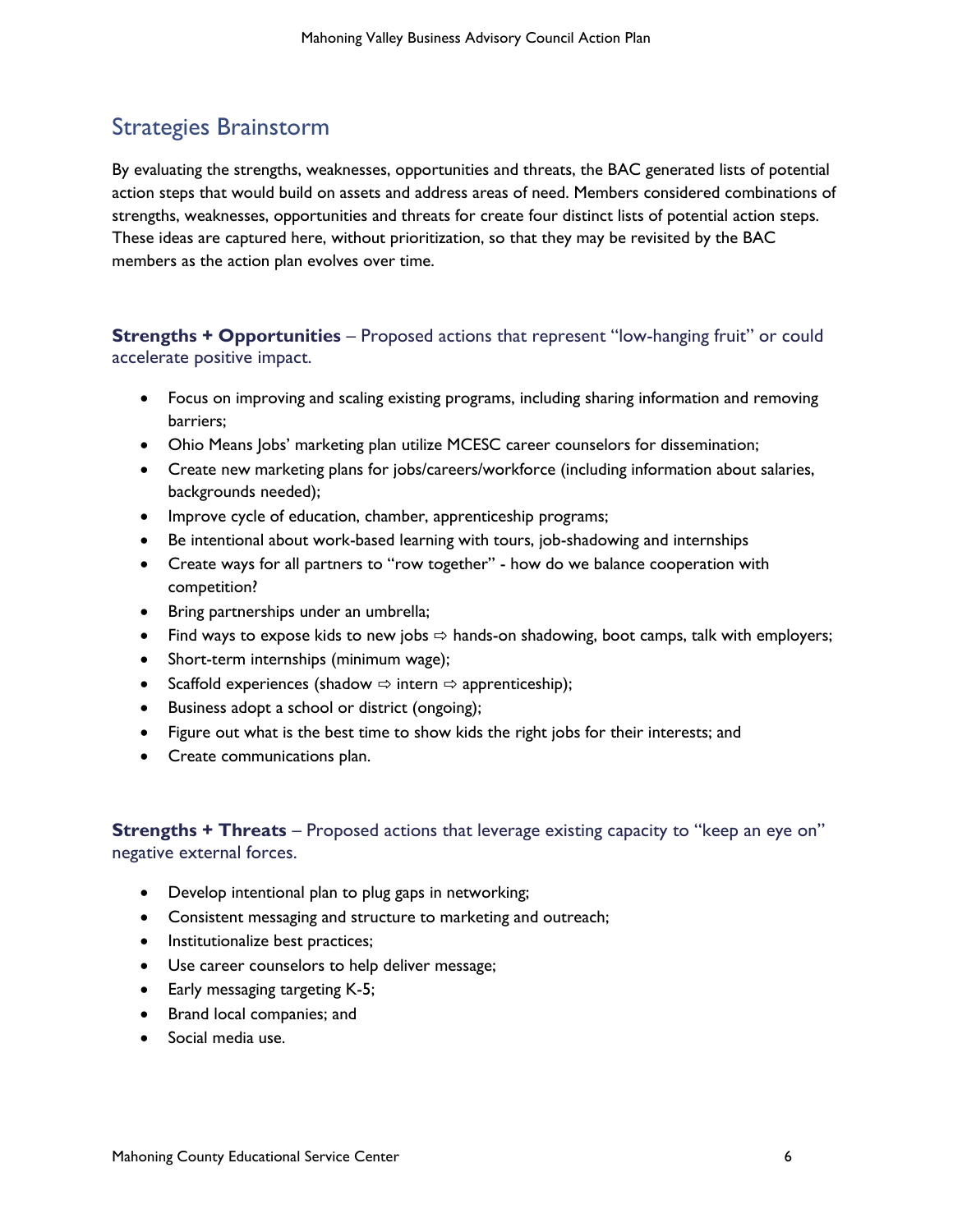## Strategies Brainstorm

By evaluating the strengths, weaknesses, opportunities and threats, the BAC generated lists of potential action steps that would build on assets and address areas of need. Members considered combinations of strengths, weaknesses, opportunities and threats for create four distinct lists of potential action steps. These ideas are captured here, without prioritization, so that they may be revisited by the BAC members as the action plan evolves over time.

**Strengths + Opportunities** – Proposed actions that represent "low-hanging fruit" or could accelerate positive impact.

- Focus on improving and scaling existing programs, including sharing information and removing barriers;
- Ohio Means Jobs' marketing plan utilize MCESC career counselors for dissemination;
- Create new marketing plans for jobs/careers/workforce (including information about salaries, backgrounds needed);
- Improve cycle of education, chamber, apprenticeship programs;
- Be intentional about work-based learning with tours, job-shadowing and internships
- Create ways for all partners to "row together" - how do we balance cooperation with competition?
- Bring partnerships under an umbrella;
- Find ways to expose kids to new jobs ⇨ hands-on shadowing, boot camps, talk with employers;
- Short-term internships (minimum wage);
- Scaffold experiences (shadow ⇨ intern ⇨ apprenticeship);
- Business adopt a school or district (ongoing);
- Figure out what is the best time to show kids the right jobs for their interests; and
- Create communications plan.

**Strengths + Threats** – Proposed actions that leverage existing capacity to "keep an eye on" negative external forces.

- Develop intentional plan to plug gaps in networking;
- Consistent messaging and structure to marketing and outreach;
- Institutionalize best practices;
- Use career counselors to help deliver message;
- Early messaging targeting K-5;
- Brand local companies; and
- Social media use.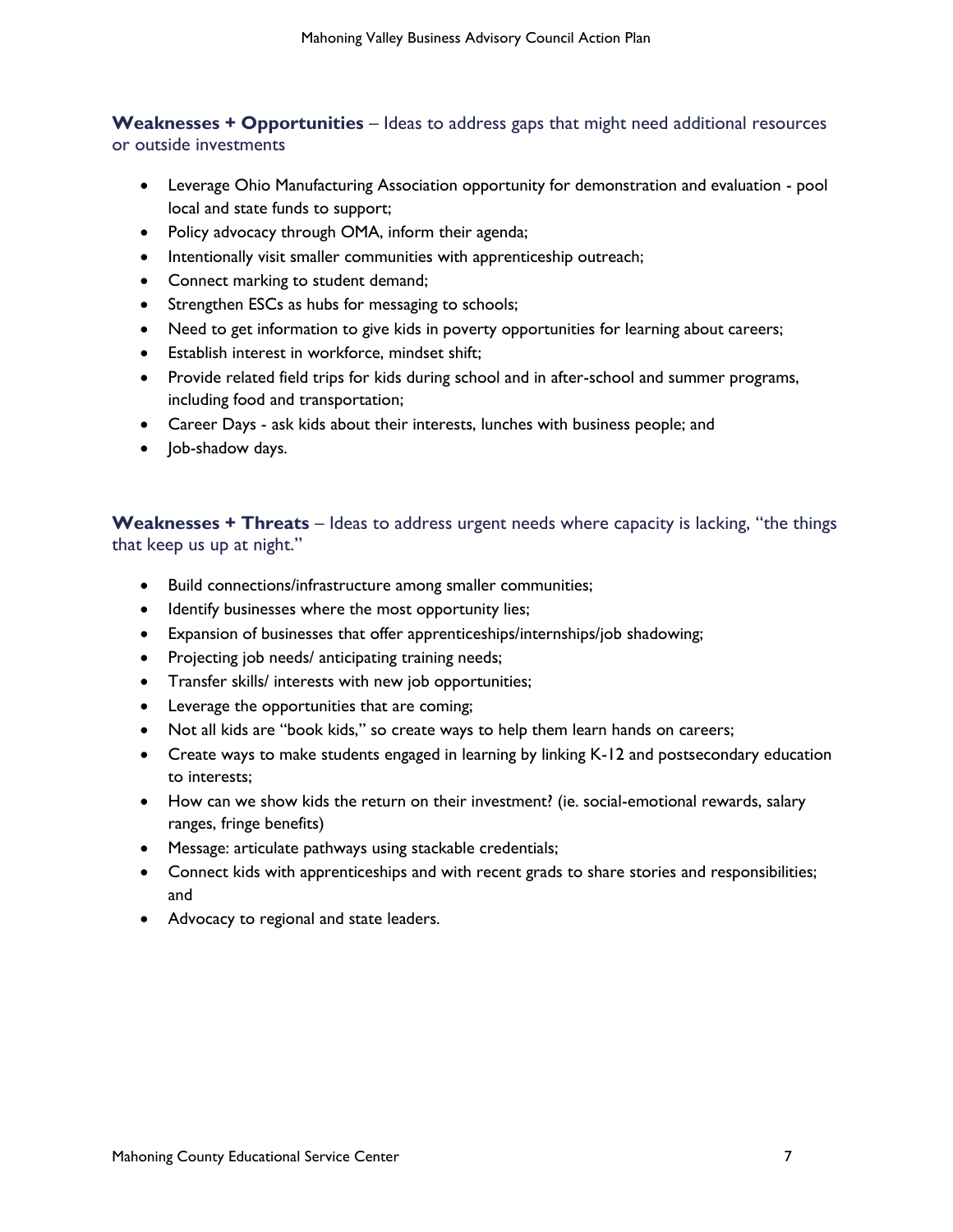**Weaknesses + Opportunities** – Ideas to address gaps that might need additional resources or outside investments

- Leverage Ohio Manufacturing Association opportunity for demonstration and evaluation - pool local and state funds to support;
- Policy advocacy through OMA, inform their agenda;
- Intentionally visit smaller communities with apprenticeship outreach;
- Connect marking to student demand;
- Strengthen ESCs as hubs for messaging to schools;
- Need to get information to give kids in poverty opportunities for learning about careers;
- Establish interest in workforce, mindset shift;
- Provide related field trips for kids during school and in after-school and summer programs, including food and transportation;
- Career Days - ask kids about their interests, lunches with business people; and
- Job-shadow days.

**Weaknesses + Threats** – Ideas to address urgent needs where capacity is lacking, "the things that keep us up at night."

- Build connections/infrastructure among smaller communities;
- Identify businesses where the most opportunity lies;
- Expansion of businesses that offer apprenticeships/internships/job shadowing;
- Projecting job needs/ anticipating training needs;
- Transfer skills/ interests with new job opportunities;
- Leverage the opportunities that are coming;
- Not all kids are "book kids," so create ways to help them learn hands on careers;
- Create ways to make students engaged in learning by linking K-12 and postsecondary education to interests;
- How can we show kids the return on their investment? (ie. social-emotional rewards, salary ranges, fringe benefits)
- Message: articulate pathways using stackable credentials;
- Connect kids with apprenticeships and with recent grads to share stories and responsibilities; and
- Advocacy to regional and state leaders.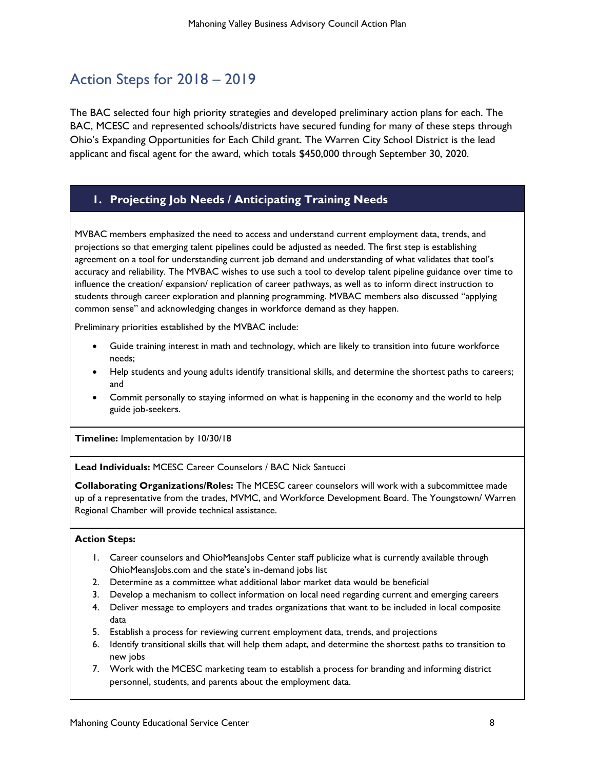## Action Steps for 2018 – 2019

The BAC selected four high priority strategies and developed preliminary action plans for each. The BAC, MCESC and represented schools/districts have secured funding for many of these steps through Ohio's Expanding Opportunities for Each Child grant. The Warren City School District is the lead applicant and fiscal agent for the award, which totals $450,000 through September 30, 2020.

### 1. Projecting Job Needs / Anticipating Training Needs

MVBAC members emphasized the need to access and understand current employment data, trends, and projections so that emerging talent pipelines could be adjusted as needed. The first step is establishing agreement on a tool for understanding current job demand and understanding of what validates that tool's accuracy and reliability. The MVBAC wishes to use such a tool to develop talent pipeline guidance over time to influence the creation/ expansion/ replication of career pathways, as well as to inform direct instruction to students through career exploration and planning programming. MVBAC members also discussed "applying common sense" and acknowledging changes in workforce demand as they happen.

Preliminary priorities established by the MVBAC include:

- Guide training interest in math and technology, which are likely to transition into future workforce needs;
- Help students and young adults identify transitional skills, and determine the shortest paths to careers; and
- Commit personally to staying informed on what is happening in the economy and the world to help guide job-seekers.

**Timeline:** Implementation by 10/30/18

**Lead Individuals:** MCESC Career Counselors / BAC Nick Santucci

**Collaborating Organizations/Roles:** The MCESC career counselors will work with a subcommittee made up of a representative from the trades, MVMC, and Workforce Development Board. The Youngstown/ Warren Regional Chamber will provide technical assistance.

**Action Steps:**

1. Career counselors and OhioMeansJobs Center staff publicize what is currently available through OhioMeansJobs.com and the state's in-demand jobs list
2. Determine as a committee what additional labor market data would be beneficial
3. Develop a mechanism to collect information on local need regarding current and emerging careers
4. Deliver message to employers and trades organizations that want to be included in local composite data
5. Establish a process for reviewing current employment data, trends, and projections
6. Identify transitional skills that will help them adapt, and determine the shortest paths to transition to new jobs
7. Work with the MCESC marketing team to establish a process for branding and informing district personnel, students, and parents about the employment data.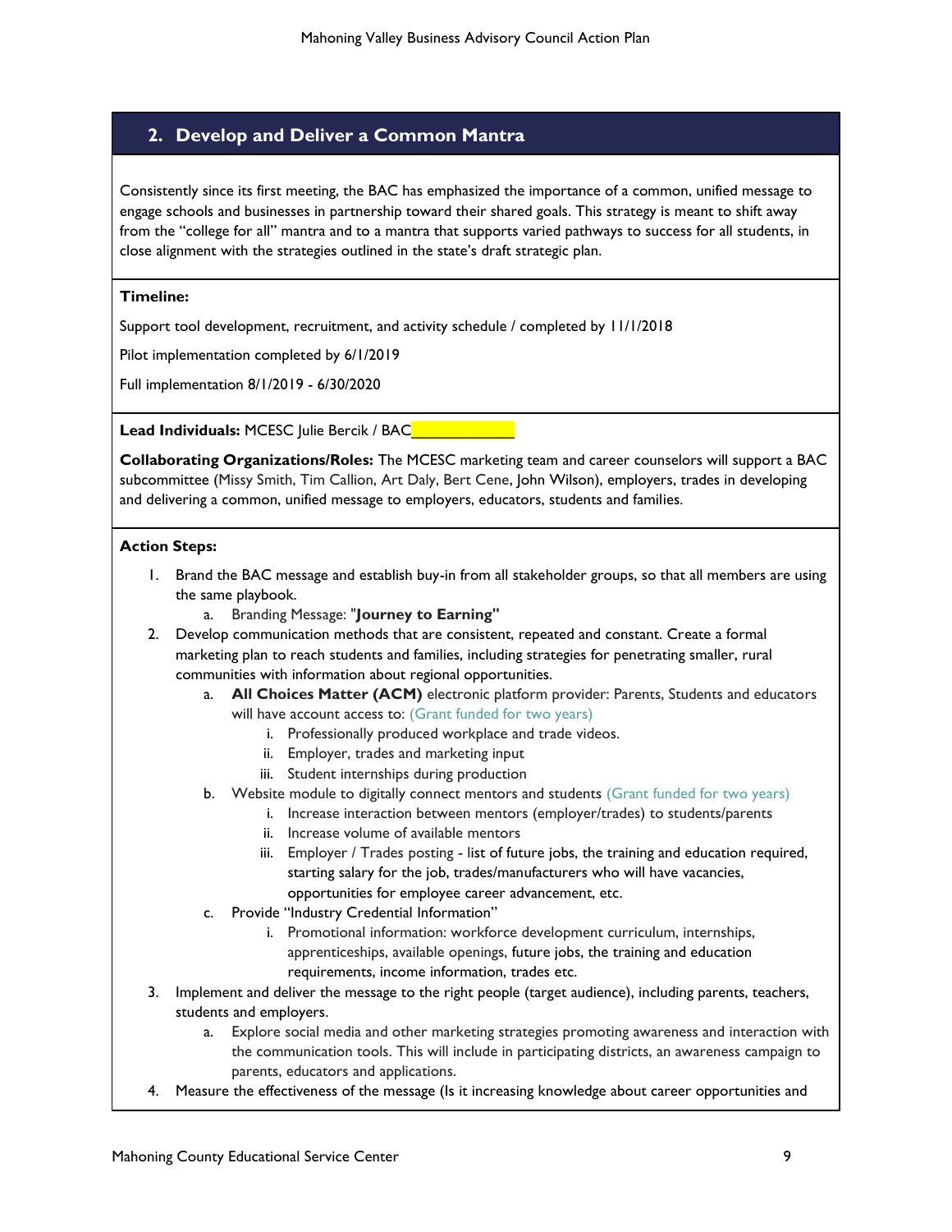## 2. Develop and Deliver a Common Mantra

Consistently since its first meeting, the BAC has emphasized the importance of a common, unified message to engage schools and businesses in partnership toward their shared goals. This strategy is meant to shift away from the "college for all" mantra and to a mantra that supports varied pathways to success for all students, in close alignment with the strategies outlined in the state's draft strategic plan.

**Timeline:**

Support tool development, recruitment, and activity schedule / completed by 11/1/2018

Pilot implementation completed by 6/1/2019

Full implementation 8/1/2019 - 6/30/2020

**Lead Individuals:** MCESC Julie Bercik / BAC____________

**Collaborating Organizations/Roles:** The MCESC marketing team and career counselors will support a BAC subcommittee (Missy Smith, Tim Callion, Art Daly, Bert Cene, John Wilson), employers, trades in developing and delivering a common, unified message to employers, educators, students and families.

**Action Steps:**

1. Brand the BAC message and establish buy-in from all stakeholder groups, so that all members are using the same playbook.
   a. Branding Message: "**Journey to Earning"**
2. Develop communication methods that are consistent, repeated and constant. Create a formal marketing plan to reach students and families, including strategies for penetrating smaller, rural communities with information about regional opportunities.
   a. **All Choices Matter (ACM)** electronic platform provider: Parents, Students and educators will have account access to: (Grant funded for two years)
      i. Professionally produced workplace and trade videos.
      ii. Employer, trades and marketing input
      iii. Student internships during production
   b. Website module to digitally connect mentors and students (Grant funded for two years)
      i. Increase interaction between mentors (employer/trades) to students/parents
      ii. Increase volume of available mentors
      iii. Employer / Trades posting - list of future jobs, the training and education required, starting salary for the job, trades/manufacturers who will have vacancies, opportunities for employee career advancement, etc.
   c. Provide "Industry Credential Information"
      i. Promotional information: workforce development curriculum, internships, apprenticeships, available openings, future jobs, the training and education requirements, income information, trades etc.
3. Implement and deliver the message to the right people (target audience), including parents, teachers, students and employers.
   a. Explore social media and other marketing strategies promoting awareness and interaction with the communication tools. This will include in participating districts, an awareness campaign to parents, educators and applications.
4. Measure the effectiveness of the message (Is it increasing knowledge about career opportunities and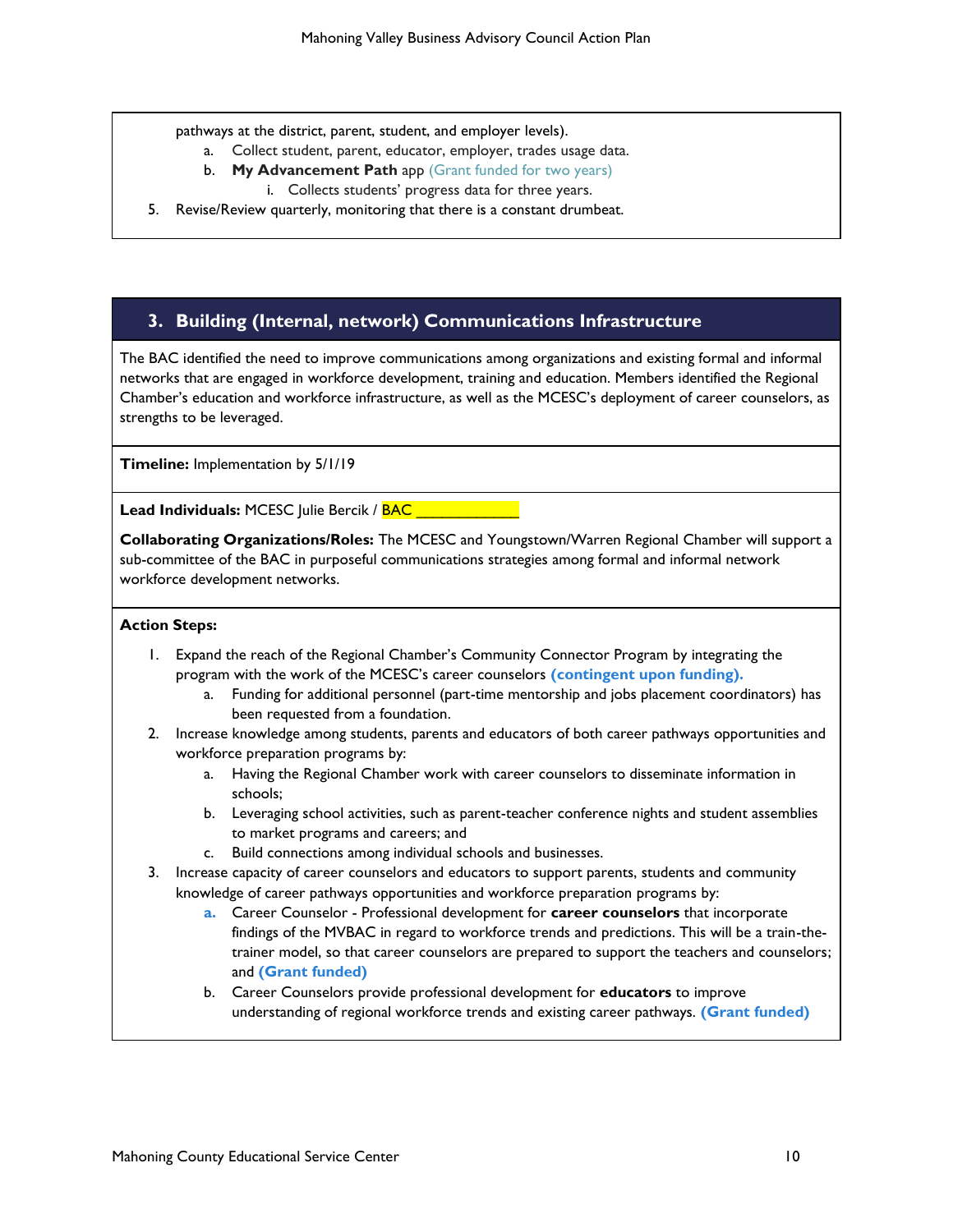pathways at the district, parent, student, and employer levels).

   a. Collect student, parent, educator, employer, trades usage data.
   b. **My Advancement Path** app (Grant funded for two years)
      i. Collects students' progress data for three years.

5. Revise/Review quarterly, monitoring that there is a constant drumbeat.

## 3. Building (Internal, network) Communications Infrastructure

The BAC identified the need to improve communications among organizations and existing formal and informal networks that are engaged in workforce development, training and education. Members identified the Regional Chamber's education and workforce infrastructure, as well as the MCESC's deployment of career counselors, as strengths to be leveraged.

**Timeline:** Implementation by 5/1/19

**Lead Individuals:** MCESC Julie Bercik / BAC ____________

**Collaborating Organizations/Roles:** The MCESC and Youngstown/Warren Regional Chamber will support a sub-committee of the BAC in purposeful communications strategies among formal and informal network workforce development networks.

**Action Steps:**

1. Expand the reach of the Regional Chamber's Community Connector Program by integrating the program with the work of the MCESC's career counselors **(contingent upon funding).**
   a. Funding for additional personnel (part-time mentorship and jobs placement coordinators) has been requested from a foundation.
2. Increase knowledge among students, parents and educators of both career pathways opportunities and workforce preparation programs by:
   a. Having the Regional Chamber work with career counselors to disseminate information in schools;
   b. Leveraging school activities, such as parent-teacher conference nights and student assemblies to market programs and careers; and
   c. Build connections among individual schools and businesses.
3. Increase capacity of career counselors and educators to support parents, students and community knowledge of career pathways opportunities and workforce preparation programs by:
   a. Career Counselor - Professional development for **career counselors** that incorporate findings of the MVBAC in regard to workforce trends and predictions. This will be a train-the-trainer model, so that career counselors are prepared to support the teachers and counselors; and **(Grant funded)**
   b. Career Counselors provide professional development for **educators** to improve understanding of regional workforce trends and existing career pathways. **(Grant funded)**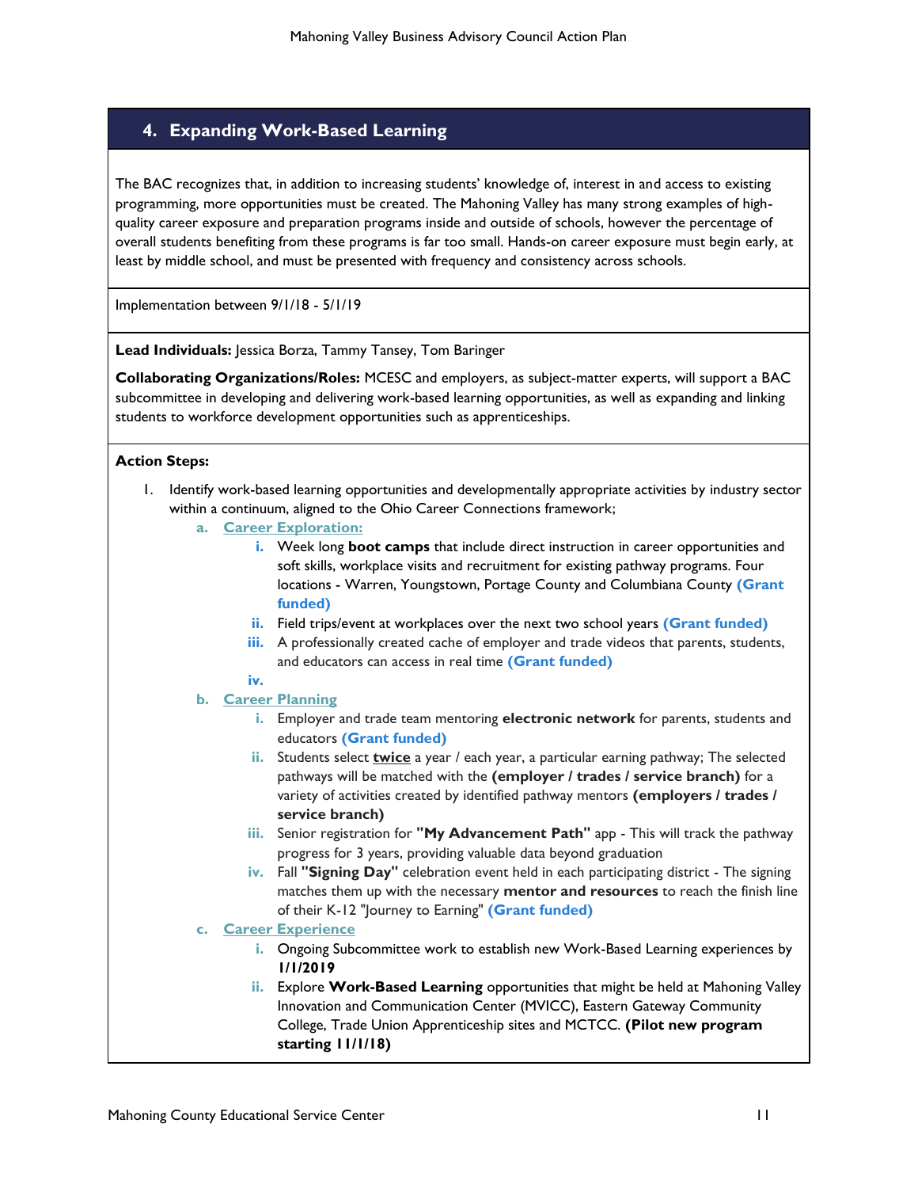## 4. Expanding Work-Based Learning

The BAC recognizes that, in addition to increasing students' knowledge of, interest in and access to existing programming, more opportunities must be created. The Mahoning Valley has many strong examples of high-quality career exposure and preparation programs inside and outside of schools, however the percentage of overall students benefiting from these programs is far too small. Hands-on career exposure must begin early, at least by middle school, and must be presented with frequency and consistency across schools.

Implementation between 9/1/18 - 5/1/19

**Lead Individuals:** Jessica Borza, Tammy Tansey, Tom Baringer

**Collaborating Organizations/Roles:** MCESC and employers, as subject-matter experts, will support a BAC subcommittee in developing and delivering work-based learning opportunities, as well as expanding and linking students to workforce development opportunities such as apprenticeships.

**Action Steps:**

1. Identify work-based learning opportunities and developmentally appropriate activities by industry sector within a continuum, aligned to the Ohio Career Connections framework;
   a. **Career Exploration:**
      i. Week long **boot camps** that include direct instruction in career opportunities and soft skills, workplace visits and recruitment for existing pathway programs. Four locations - Warren, Youngstown, Portage County and Columbiana County **(Grant funded)**
      ii. Field trips/event at workplaces over the next two school years **(Grant funded)**
      iii. A professionally created cache of employer and trade videos that parents, students, and educators can access in real time **(Grant funded)**
      iv.
   b. **Career Planning**
      i. Employer and trade team mentoring **electronic network** for parents, students and educators **(Grant funded)**
      ii. Students select **twice** a year / each year, a particular earning pathway; The selected pathways will be matched with the **(employer / trades / service branch)** for a variety of activities created by identified pathway mentors **(employers / trades / service branch)**
      iii. Senior registration for **"My Advancement Path"** app - This will track the pathway progress for 3 years, providing valuable data beyond graduation
      iv. Fall **"Signing Day"** celebration event held in each participating district - The signing matches them up with the necessary **mentor and resources** to reach the finish line of their K-12 "Journey to Earning" **(Grant funded)**
   c. **Career Experience**
      i. Ongoing Subcommittee work to establish new Work-Based Learning experiences by **1/1/2019**
      ii. Explore **Work-Based Learning** opportunities that might be held at Mahoning Valley Innovation and Communication Center (MVICC), Eastern Gateway Community College, Trade Union Apprenticeship sites and MCTCC. **(Pilot new program starting 11/1/18)**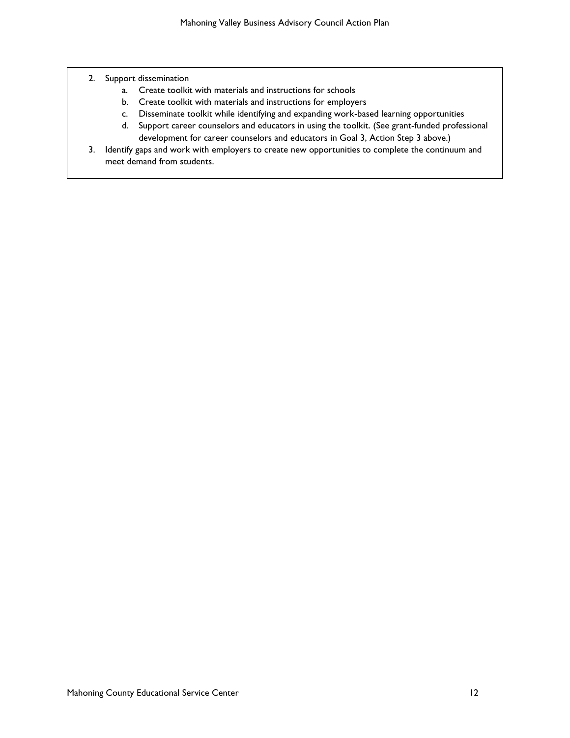2. Support dissemination
    a. Create toolkit with materials and instructions for schools
    b. Create toolkit with materials and instructions for employers
    c. Disseminate toolkit while identifying and expanding work-based learning opportunities
    d. Support career counselors and educators in using the toolkit. (See grant-funded professional development for career counselors and educators in Goal 3, Action Step 3 above.)
3. Identify gaps and work with employers to create new opportunities to complete the continuum and meet demand from students.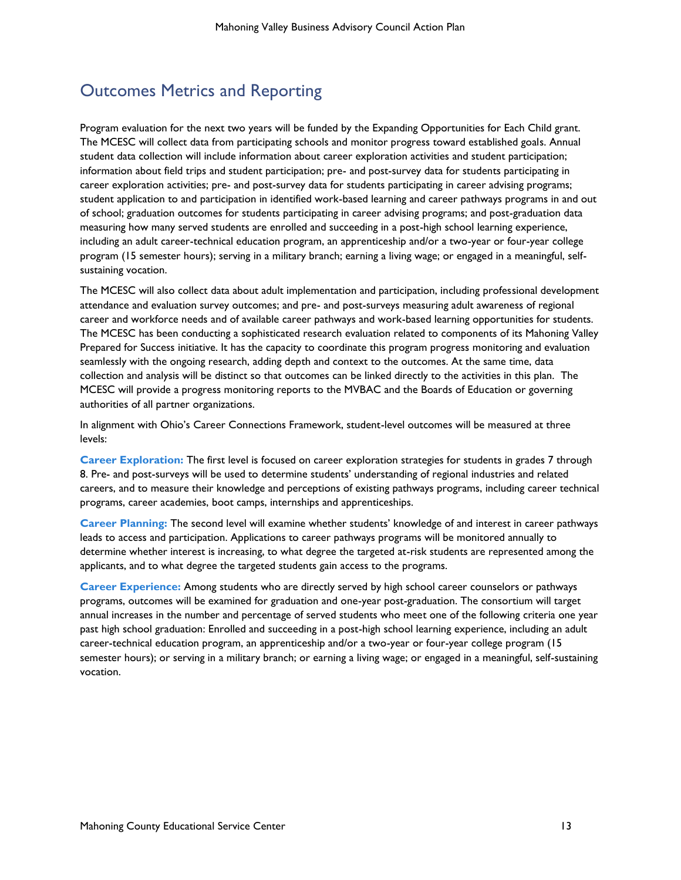## Outcomes Metrics and Reporting

Program evaluation for the next two years will be funded by the Expanding Opportunities for Each Child grant. The MCESC will collect data from participating schools and monitor progress toward established goals. Annual student data collection will include information about career exploration activities and student participation; information about field trips and student participation; pre- and post-survey data for students participating in career exploration activities; pre- and post-survey data for students participating in career advising programs; student application to and participation in identified work-based learning and career pathways programs in and out of school; graduation outcomes for students participating in career advising programs; and post-graduation data measuring how many served students are enrolled and succeeding in a post-high school learning experience, including an adult career-technical education program, an apprenticeship and/or a two-year or four-year college program (15 semester hours); serving in a military branch; earning a living wage; or engaged in a meaningful, self-sustaining vocation.

The MCESC will also collect data about adult implementation and participation, including professional development attendance and evaluation survey outcomes; and pre- and post-surveys measuring adult awareness of regional career and workforce needs and of available career pathways and work-based learning opportunities for students. The MCESC has been conducting a sophisticated research evaluation related to components of its Mahoning Valley Prepared for Success initiative. It has the capacity to coordinate this program progress monitoring and evaluation seamlessly with the ongoing research, adding depth and context to the outcomes. At the same time, data collection and analysis will be distinct so that outcomes can be linked directly to the activities in this plan. The MCESC will provide a progress monitoring reports to the MVBAC and the Boards of Education or governing authorities of all partner organizations.

In alignment with Ohio's Career Connections Framework, student-level outcomes will be measured at three levels:

**Career Exploration:** The first level is focused on career exploration strategies for students in grades 7 through 8. Pre- and post-surveys will be used to determine students' understanding of regional industries and related careers, and to measure their knowledge and perceptions of existing pathways programs, including career technical programs, career academies, boot camps, internships and apprenticeships.

**Career Planning:** The second level will examine whether students' knowledge of and interest in career pathways leads to access and participation. Applications to career pathways programs will be monitored annually to determine whether interest is increasing, to what degree the targeted at-risk students are represented among the applicants, and to what degree the targeted students gain access to the programs.

**Career Experience:** Among students who are directly served by high school career counselors or pathways programs, outcomes will be examined for graduation and one-year post-graduation. The consortium will target annual increases in the number and percentage of served students who meet one of the following criteria one year past high school graduation: Enrolled and succeeding in a post-high school learning experience, including an adult career-technical education program, an apprenticeship and/or a two-year or four-year college program (15 semester hours); or serving in a military branch; or earning a living wage; or engaged in a meaningful, self-sustaining vocation.